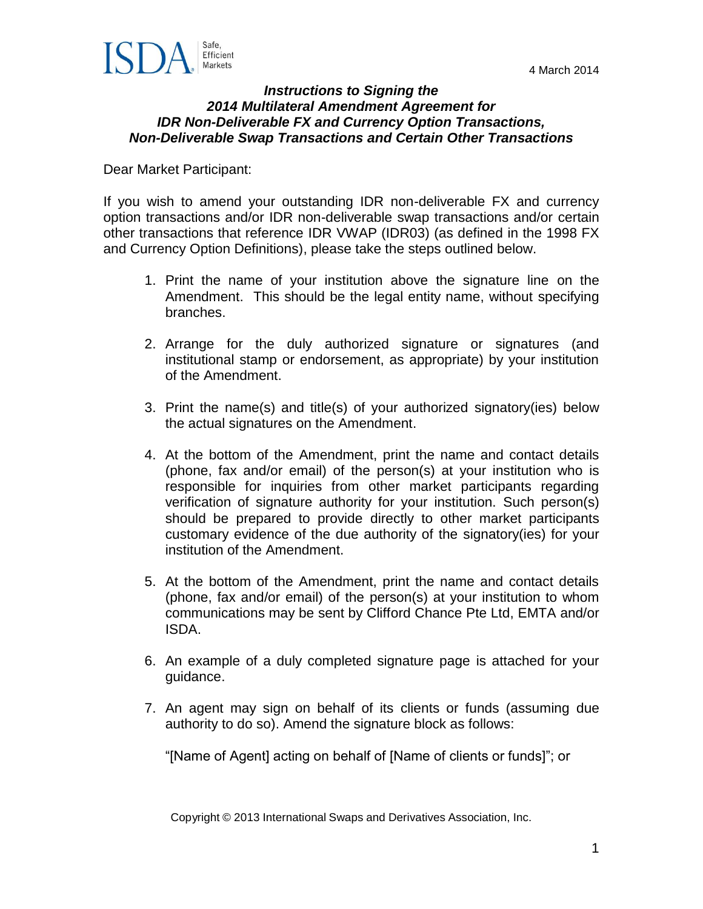4 March 2014

## *Instructions to Signing the 2014 Multilateral Amendment Agreement for IDR Non-Deliverable FX and Currency Option Transactions, Non-Deliverable Swap Transactions and Certain Other Transactions*

Dear Market Participant:

If you wish to amend your outstanding IDR non-deliverable FX and currency option transactions and/or IDR non-deliverable swap transactions and/or certain other transactions that reference IDR VWAP (IDR03) (as defined in the 1998 FX and Currency Option Definitions), please take the steps outlined below.

1. Print the name of your institution above the signature line on the Amendment. This should be the legal entity name, without specifying branches.

2. Arrange for the duly authorized signature or signatures (and institutional stamp or endorsement, as appropriate) by your institution of the Amendment.

3. Print the name(s) and title(s) of your authorized signatory(ies) below the actual signatures on the Amendment.

4. At the bottom of the Amendment, print the name and contact details (phone, fax and/or email) of the person(s) at your institution who is responsible for inquiries from other market participants regarding verification of signature authority for your institution. Such person(s) should be prepared to provide directly to other market participants customary evidence of the due authority of the signatory(ies) for your institution of the Amendment.

5. At the bottom of the Amendment, print the name and contact details (phone, fax and/or email) of the person(s) at your institution to whom communications may be sent by Clifford Chance Pte Ltd, EMTA and/or ISDA.

6. An example of a duly completed signature page is attached for your guidance.

7. An agent may sign on behalf of its clients or funds (assuming due authority to do so). Amend the signature block as follows:

   "[Name of Agent] acting on behalf of [Name of clients or funds]"; or

Copyright © 2013 International Swaps and Derivatives Association, Inc.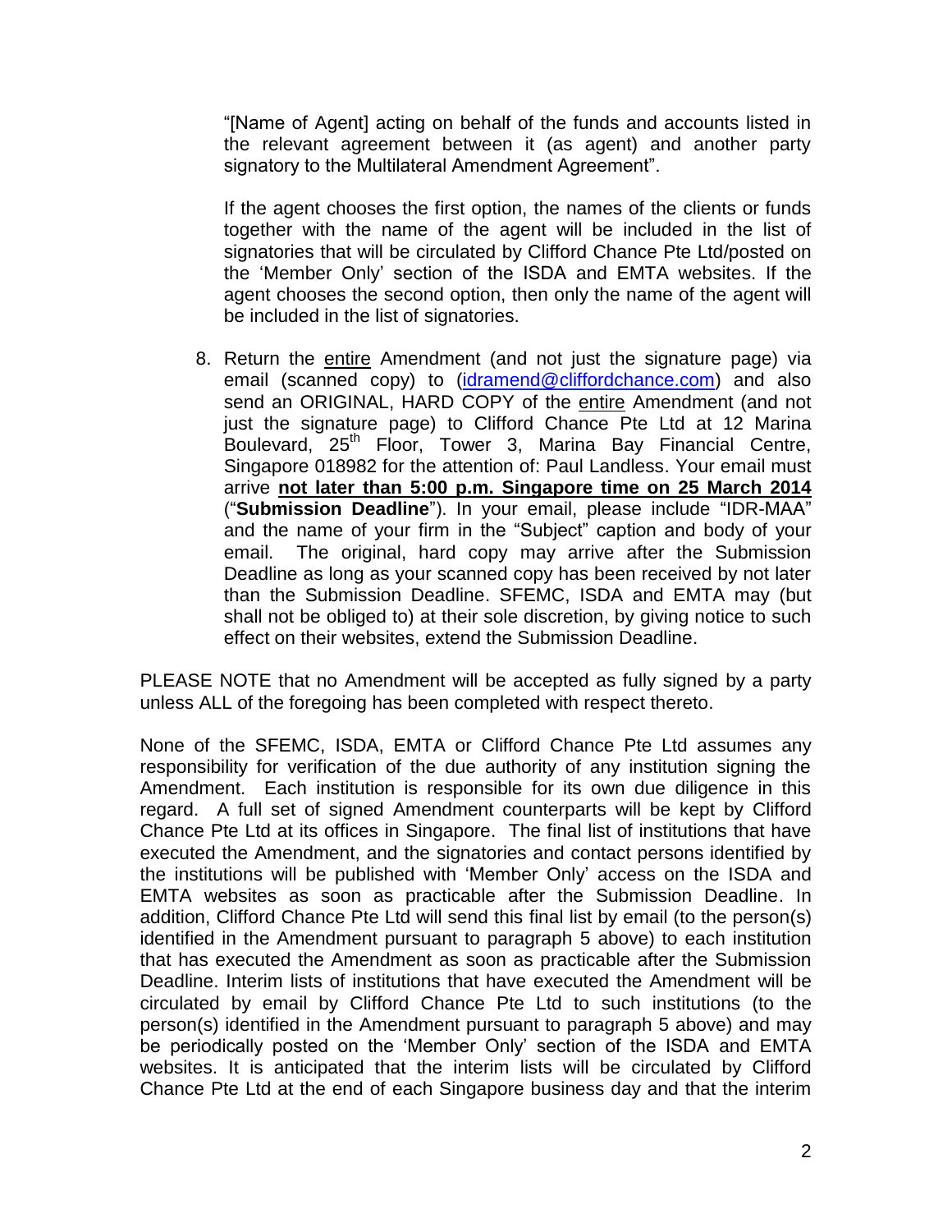"[Name of Agent] acting on behalf of the funds and accounts listed in the relevant agreement between it (as agent) and another party signatory to the Multilateral Amendment Agreement".

If the agent chooses the first option, the names of the clients or funds together with the name of the agent will be included in the list of signatories that will be circulated by Clifford Chance Pte Ltd/posted on the 'Member Only' section of the ISDA and EMTA websites. If the agent chooses the second option, then only the name of the agent will be included in the list of signatories.

8. Return the entire Amendment (and not just the signature page) via email (scanned copy) to (idramend@cliffordchance.com) and also send an ORIGINAL, HARD COPY of the entire Amendment (and not just the signature page) to Clifford Chance Pte Ltd at 12 Marina Boulevard, 25th Floor, Tower 3, Marina Bay Financial Centre, Singapore 018982 for the attention of: Paul Landless. Your email must arrive **not later than 5:00 p.m. Singapore time on 25 March 2014** ("**Submission Deadline**"). In your email, please include "IDR-MAA" and the name of your firm in the "Subject" caption and body of your email. The original, hard copy may arrive after the Submission Deadline as long as your scanned copy has been received by not later than the Submission Deadline. SFEMC, ISDA and EMTA may (but shall not be obliged to) at their sole discretion, by giving notice to such effect on their websites, extend the Submission Deadline.

PLEASE NOTE that no Amendment will be accepted as fully signed by a party unless ALL of the foregoing has been completed with respect thereto.

None of the SFEMC, ISDA, EMTA or Clifford Chance Pte Ltd assumes any responsibility for verification of the due authority of any institution signing the Amendment. Each institution is responsible for its own due diligence in this regard. A full set of signed Amendment counterparts will be kept by Clifford Chance Pte Ltd at its offices in Singapore. The final list of institutions that have executed the Amendment, and the signatories and contact persons identified by the institutions will be published with 'Member Only' access on the ISDA and EMTA websites as soon as practicable after the Submission Deadline. In addition, Clifford Chance Pte Ltd will send this final list by email (to the person(s) identified in the Amendment pursuant to paragraph 5 above) to each institution that has executed the Amendment as soon as practicable after the Submission Deadline. Interim lists of institutions that have executed the Amendment will be circulated by email by Clifford Chance Pte Ltd to such institutions (to the person(s) identified in the Amendment pursuant to paragraph 5 above) and may be periodically posted on the 'Member Only' section of the ISDA and EMTA websites. It is anticipated that the interim lists will be circulated by Clifford Chance Pte Ltd at the end of each Singapore business day and that the interim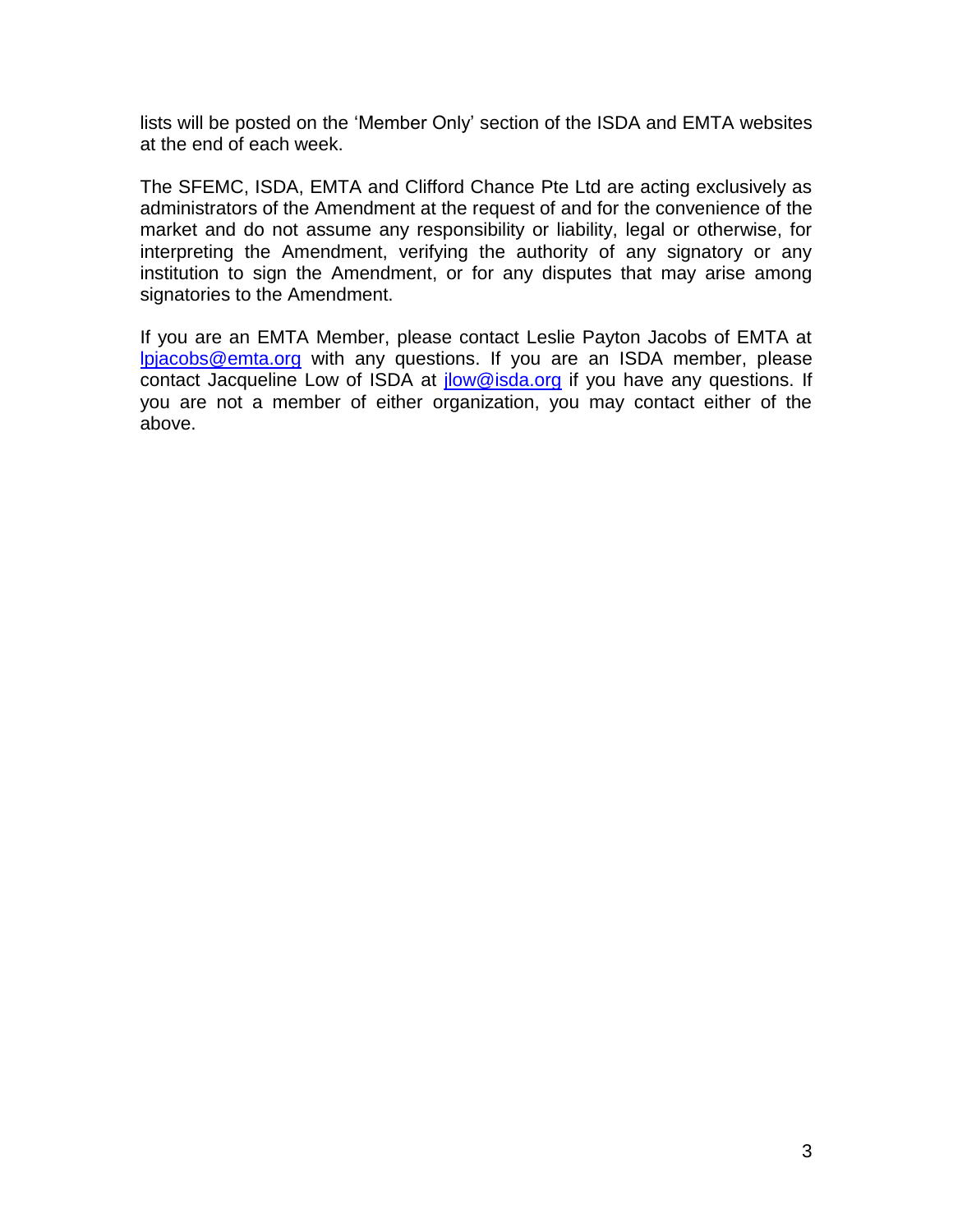lists will be posted on the 'Member Only' section of the ISDA and EMTA websites at the end of each week.

The SFEMC, ISDA, EMTA and Clifford Chance Pte Ltd are acting exclusively as administrators of the Amendment at the request of and for the convenience of the market and do not assume any responsibility or liability, legal or otherwise, for interpreting the Amendment, verifying the authority of any signatory or any institution to sign the Amendment, or for any disputes that may arise among signatories to the Amendment.

If you are an EMTA Member, please contact Leslie Payton Jacobs of EMTA at lpjacobs@emta.org with any questions. If you are an ISDA member, please contact Jacqueline Low of ISDA at jlow@isda.org if you have any questions. If you are not a member of either organization, you may contact either of the above.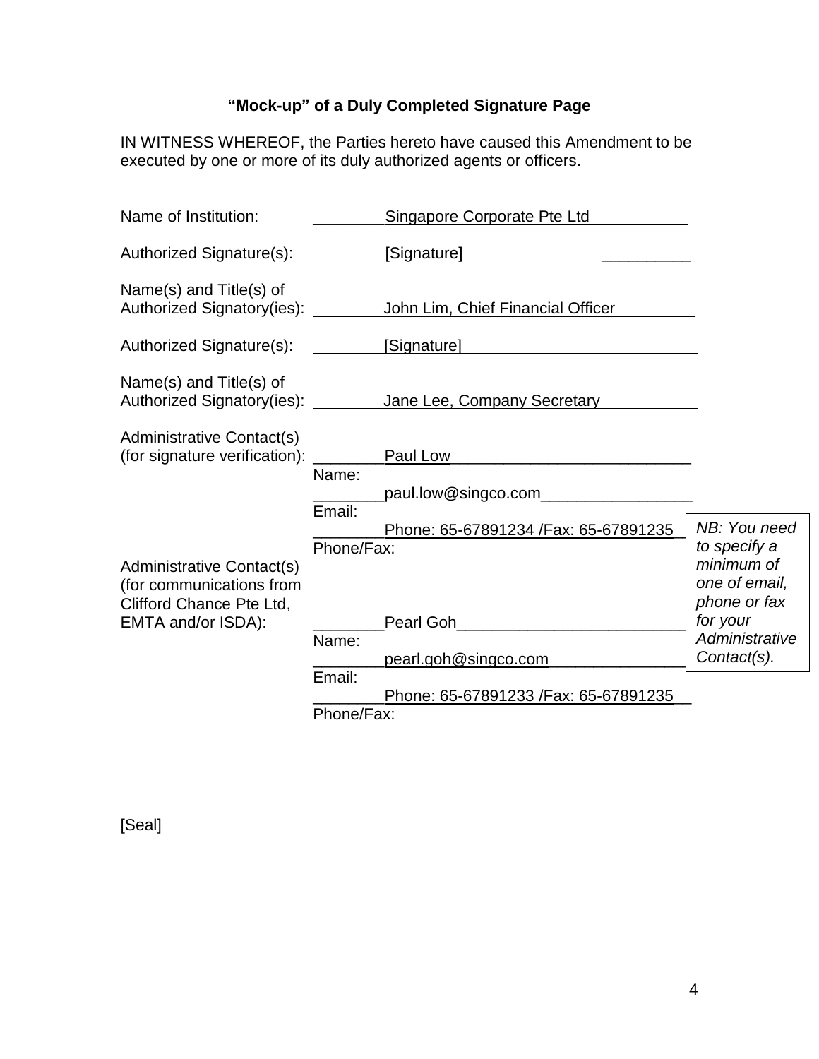**"Mock-up" of a Duly Completed Signature Page**

IN WITNESS WHEREOF, the Parties hereto have caused this Amendment to be executed by one or more of its duly authorized agents or officers.

Name of Institution: Singapore Corporate Pte Ltd

Authorized Signature(s): [Signature]

Name(s) and Title(s) of Authorized Signatory(ies): John Lim, Chief Financial Officer

Authorized Signature(s): [Signature]

Name(s) and Title(s) of Authorized Signatory(ies): Jane Lee, Company Secretary

Administrative Contact(s) (for signature verification):

Name: Paul Low

Email: paul.low@singco.com

Phone/Fax: Phone: 65-67891234 /Fax: 65-67891235

Administrative Contact(s) (for communications from Clifford Chance Pte Ltd, EMTA and/or ISDA):

Name: Pearl Goh

Email: pearl.goh@singco.com

Phone/Fax: Phone: 65-67891233 /Fax: 65-67891235

*NB: You need to specify a minimum of one of email, phone or fax for your Administrative Contact(s).*

[Seal]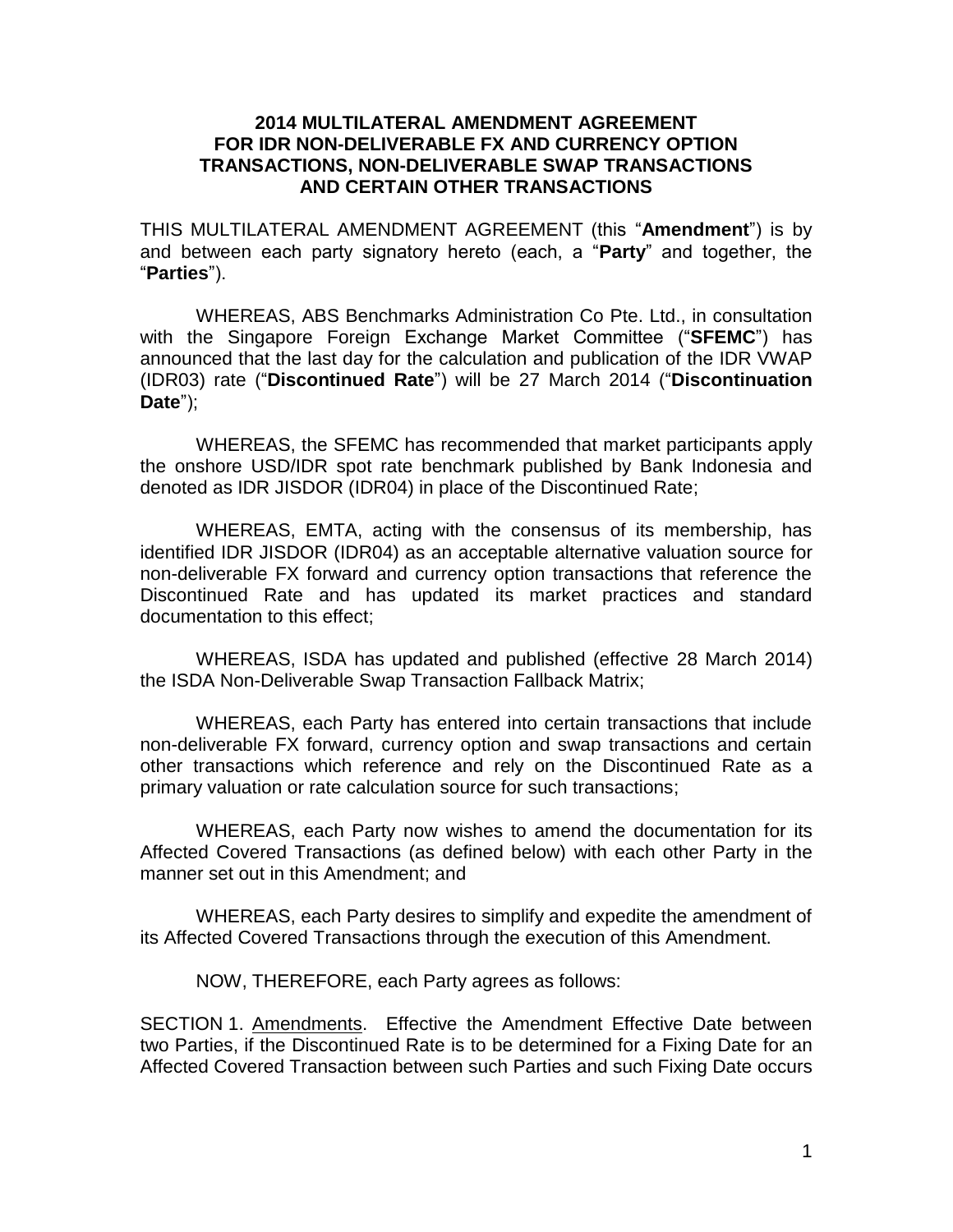# 2014 MULTILATERAL AMENDMENT AGREEMENT FOR IDR NON-DELIVERABLE FX AND CURRENCY OPTION TRANSACTIONS, NON-DELIVERABLE SWAP TRANSACTIONS AND CERTAIN OTHER TRANSACTIONS

THIS MULTILATERAL AMENDMENT AGREEMENT (this "**Amendment**") is by and between each party signatory hereto (each, a "**Party**" and together, the "**Parties**").

WHEREAS, ABS Benchmarks Administration Co Pte. Ltd., in consultation with the Singapore Foreign Exchange Market Committee ("**SFEMC**") has announced that the last day for the calculation and publication of the IDR VWAP (IDR03) rate ("**Discontinued Rate**") will be 27 March 2014 ("**Discontinuation Date**");

WHEREAS, the SFEMC has recommended that market participants apply the onshore USD/IDR spot rate benchmark published by Bank Indonesia and denoted as IDR JISDOR (IDR04) in place of the Discontinued Rate;

WHEREAS, EMTA, acting with the consensus of its membership, has identified IDR JISDOR (IDR04) as an acceptable alternative valuation source for non-deliverable FX forward and currency option transactions that reference the Discontinued Rate and has updated its market practices and standard documentation to this effect;

WHEREAS, ISDA has updated and published (effective 28 March 2014) the ISDA Non-Deliverable Swap Transaction Fallback Matrix;

WHEREAS, each Party has entered into certain transactions that include non-deliverable FX forward, currency option and swap transactions and certain other transactions which reference and rely on the Discontinued Rate as a primary valuation or rate calculation source for such transactions;

WHEREAS, each Party now wishes to amend the documentation for its Affected Covered Transactions (as defined below) with each other Party in the manner set out in this Amendment; and

WHEREAS, each Party desires to simplify and expedite the amendment of its Affected Covered Transactions through the execution of this Amendment.

NOW, THEREFORE, each Party agrees as follows:

SECTION 1. Amendments. Effective the Amendment Effective Date between two Parties, if the Discontinued Rate is to be determined for a Fixing Date for an Affected Covered Transaction between such Parties and such Fixing Date occurs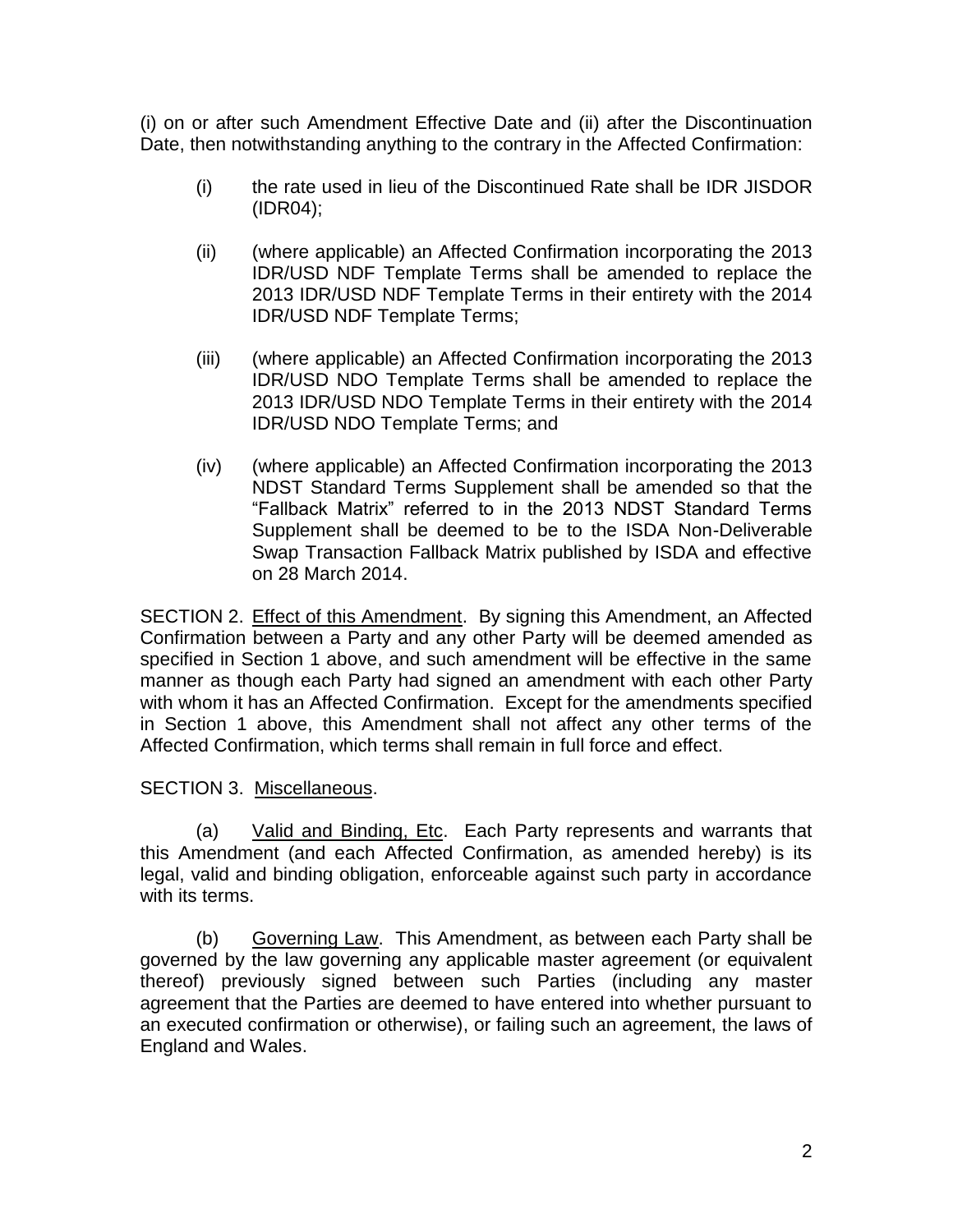(i) on or after such Amendment Effective Date and (ii) after the Discontinuation Date, then notwithstanding anything to the contrary in the Affected Confirmation:

(i) the rate used in lieu of the Discontinued Rate shall be IDR JISDOR (IDR04);

(ii) (where applicable) an Affected Confirmation incorporating the 2013 IDR/USD NDF Template Terms shall be amended to replace the 2013 IDR/USD NDF Template Terms in their entirety with the 2014 IDR/USD NDF Template Terms;

(iii) (where applicable) an Affected Confirmation incorporating the 2013 IDR/USD NDO Template Terms shall be amended to replace the 2013 IDR/USD NDO Template Terms in their entirety with the 2014 IDR/USD NDO Template Terms; and

(iv) (where applicable) an Affected Confirmation incorporating the 2013 NDST Standard Terms Supplement shall be amended so that the "Fallback Matrix" referred to in the 2013 NDST Standard Terms Supplement shall be deemed to be to the ISDA Non-Deliverable Swap Transaction Fallback Matrix published by ISDA and effective on 28 March 2014.

SECTION 2. Effect of this Amendment. By signing this Amendment, an Affected Confirmation between a Party and any other Party will be deemed amended as specified in Section 1 above, and such amendment will be effective in the same manner as though each Party had signed an amendment with each other Party with whom it has an Affected Confirmation. Except for the amendments specified in Section 1 above, this Amendment shall not affect any other terms of the Affected Confirmation, which terms shall remain in full force and effect.

SECTION 3. Miscellaneous.

(a) Valid and Binding, Etc. Each Party represents and warrants that this Amendment (and each Affected Confirmation, as amended hereby) is its legal, valid and binding obligation, enforceable against such party in accordance with its terms.

(b) Governing Law. This Amendment, as between each Party shall be governed by the law governing any applicable master agreement (or equivalent thereof) previously signed between such Parties (including any master agreement that the Parties are deemed to have entered into whether pursuant to an executed confirmation or otherwise), or failing such an agreement, the laws of England and Wales.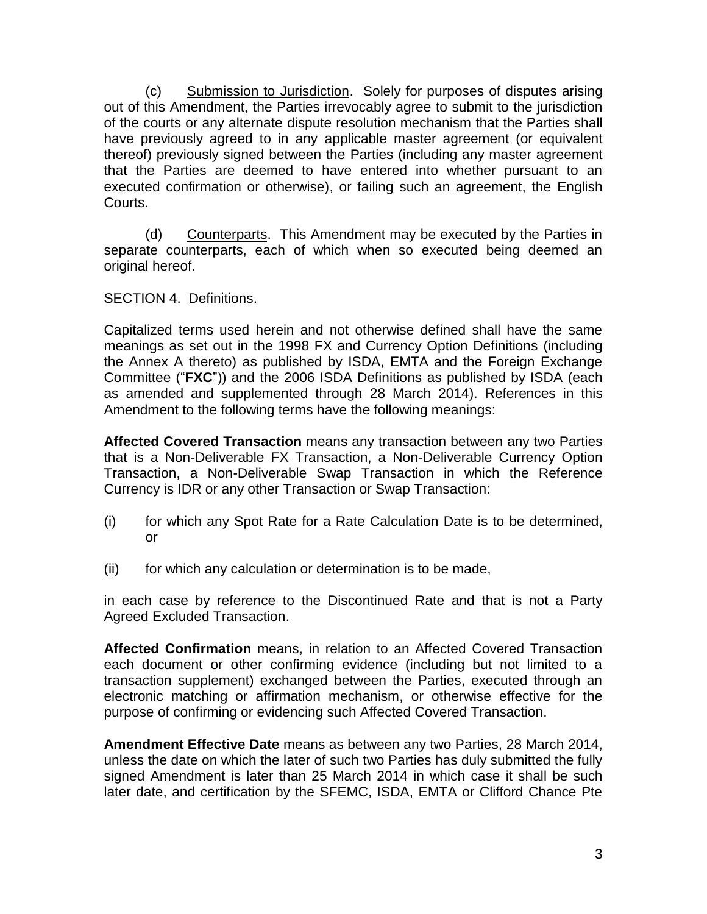(c) Submission to Jurisdiction. Solely for purposes of disputes arising out of this Amendment, the Parties irrevocably agree to submit to the jurisdiction of the courts or any alternate dispute resolution mechanism that the Parties shall have previously agreed to in any applicable master agreement (or equivalent thereof) previously signed between the Parties (including any master agreement that the Parties are deemed to have entered into whether pursuant to an executed confirmation or otherwise), or failing such an agreement, the English Courts.

(d) Counterparts. This Amendment may be executed by the Parties in separate counterparts, each of which when so executed being deemed an original hereof.

SECTION 4. Definitions.

Capitalized terms used herein and not otherwise defined shall have the same meanings as set out in the 1998 FX and Currency Option Definitions (including the Annex A thereto) as published by ISDA, EMTA and the Foreign Exchange Committee ("**FXC**")) and the 2006 ISDA Definitions as published by ISDA (each as amended and supplemented through 28 March 2014). References in this Amendment to the following terms have the following meanings:

**Affected Covered Transaction** means any transaction between any two Parties that is a Non-Deliverable FX Transaction, a Non-Deliverable Currency Option Transaction, a Non-Deliverable Swap Transaction in which the Reference Currency is IDR or any other Transaction or Swap Transaction:

(i) for which any Spot Rate for a Rate Calculation Date is to be determined, or

(ii) for which any calculation or determination is to be made,

in each case by reference to the Discontinued Rate and that is not a Party Agreed Excluded Transaction.

**Affected Confirmation** means, in relation to an Affected Covered Transaction each document or other confirming evidence (including but not limited to a transaction supplement) exchanged between the Parties, executed through an electronic matching or affirmation mechanism, or otherwise effective for the purpose of confirming or evidencing such Affected Covered Transaction.

**Amendment Effective Date** means as between any two Parties, 28 March 2014, unless the date on which the later of such two Parties has duly submitted the fully signed Amendment is later than 25 March 2014 in which case it shall be such later date, and certification by the SFEMC, ISDA, EMTA or Clifford Chance Pte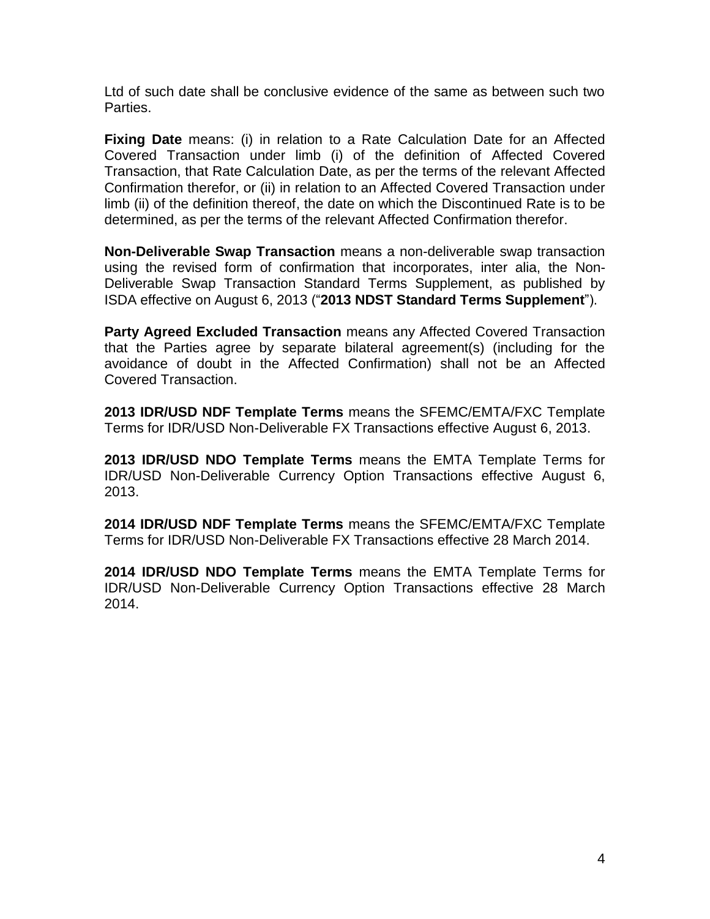Ltd of such date shall be conclusive evidence of the same as between such two Parties.

**Fixing Date** means: (i) in relation to a Rate Calculation Date for an Affected Covered Transaction under limb (i) of the definition of Affected Covered Transaction, that Rate Calculation Date, as per the terms of the relevant Affected Confirmation therefor, or (ii) in relation to an Affected Covered Transaction under limb (ii) of the definition thereof, the date on which the Discontinued Rate is to be determined, as per the terms of the relevant Affected Confirmation therefor.

**Non-Deliverable Swap Transaction** means a non-deliverable swap transaction using the revised form of confirmation that incorporates, inter alia, the Non-Deliverable Swap Transaction Standard Terms Supplement, as published by ISDA effective on August 6, 2013 ("**2013 NDST Standard Terms Supplement**").

**Party Agreed Excluded Transaction** means any Affected Covered Transaction that the Parties agree by separate bilateral agreement(s) (including for the avoidance of doubt in the Affected Confirmation) shall not be an Affected Covered Transaction.

**2013 IDR/USD NDF Template Terms** means the SFEMC/EMTA/FXC Template Terms for IDR/USD Non-Deliverable FX Transactions effective August 6, 2013.

**2013 IDR/USD NDO Template Terms** means the EMTA Template Terms for IDR/USD Non-Deliverable Currency Option Transactions effective August 6, 2013.

**2014 IDR/USD NDF Template Terms** means the SFEMC/EMTA/FXC Template Terms for IDR/USD Non-Deliverable FX Transactions effective 28 March 2014.

**2014 IDR/USD NDO Template Terms** means the EMTA Template Terms for IDR/USD Non-Deliverable Currency Option Transactions effective 28 March 2014.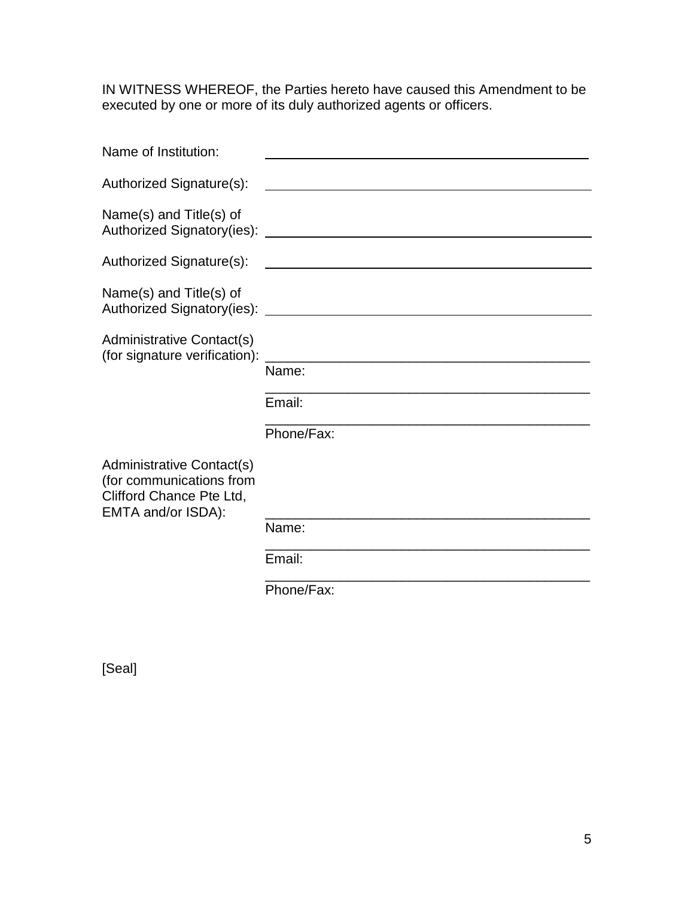IN WITNESS WHEREOF, the Parties hereto have caused this Amendment to be executed by one or more of its duly authorized agents or officers.

| | |
|---|---|
| Name of Institution: | _______________________________________________ |
| Authorized Signature(s): | _______________________________________________ |
| Name(s) and Title(s) of Authorized Signatory(ies): | _______________________________________________ |
| Authorized Signature(s): | _______________________________________________ |
| Name(s) and Title(s) of Authorized Signatory(ies): | _______________________________________________ |
| Administrative Contact(s) (for signature verification): | _______________________________________________ Name: |
| | _______________________________________________ Email: |
| | _______________________________________________ Phone/Fax: |
| Administrative Contact(s) (for communications from Clifford Chance Pte Ltd, EMTA and/or ISDA): | _______________________________________________ Name: |
| | _______________________________________________ Email: |
| | _______________________________________________ Phone/Fax: |

[Seal]